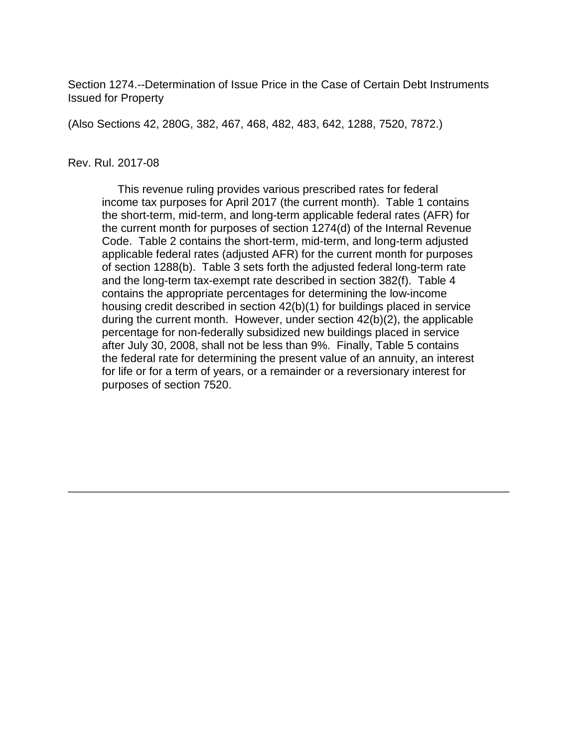Section 1274.--Determination of Issue Price in the Case of Certain Debt Instruments Issued for Property

(Also Sections 42, 280G, 382, 467, 468, 482, 483, 642, 1288, 7520, 7872.)

Rev. Rul. 2017-08

This revenue ruling provides various prescribed rates for federal income tax purposes for April 2017 (the current month). Table 1 contains the short-term, mid-term, and long-term applicable federal rates (AFR) for the current month for purposes of section 1274(d) of the Internal Revenue Code. Table 2 contains the short-term, mid-term, and long-term adjusted applicable federal rates (adjusted AFR) for the current month for purposes of section 1288(b). Table 3 sets forth the adjusted federal long-term rate and the long-term tax-exempt rate described in section 382(f). Table 4 contains the appropriate percentages for determining the low-income housing credit described in section 42(b)(1) for buildings placed in service during the current month. However, under section 42(b)(2), the applicable percentage for non-federally subsidized new buildings placed in service after July 30, 2008, shall not be less than 9%. Finally, Table 5 contains the federal rate for determining the present value of an annuity, an interest for life or for a term of years, or a remainder or a reversionary interest for purposes of section 7520.

---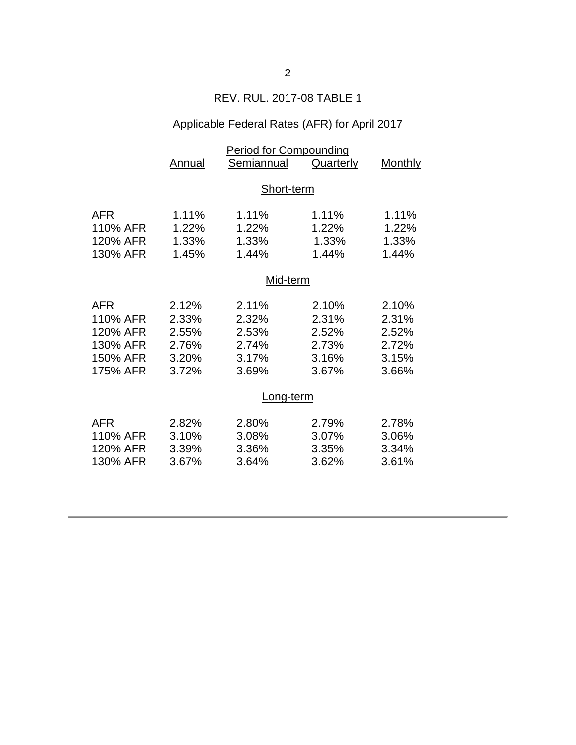REV. RUL. 2017-08 TABLE 1

Applicable Federal Rates (AFR) for April 2017

| | Period for Compounding | | | |
|---|---|---|---|---|
| | Annual | Semiannual | Quarterly | Monthly |
| **Short-term** | | | | |
| AFR | 1.11% | 1.11% | 1.11% | 1.11% |
| 110% AFR | 1.22% | 1.22% | 1.22% | 1.22% |
| 120% AFR | 1.33% | 1.33% | 1.33% | 1.33% |
| 130% AFR | 1.45% | 1.44% | 1.44% | 1.44% |
| **Mid-term** | | | | |
| AFR | 2.12% | 2.11% | 2.10% | 2.10% |
| 110% AFR | 2.33% | 2.32% | 2.31% | 2.31% |
| 120% AFR | 2.55% | 2.53% | 2.52% | 2.52% |
| 130% AFR | 2.76% | 2.74% | 2.73% | 2.72% |
| 150% AFR | 3.20% | 3.17% | 3.16% | 3.15% |
| 175% AFR | 3.72% | 3.69% | 3.67% | 3.66% |
| **Long-term** | | | | |
| AFR | 2.82% | 2.80% | 2.79% | 2.78% |
| 110% AFR | 3.10% | 3.08% | 3.07% | 3.06% |
| 120% AFR | 3.39% | 3.36% | 3.35% | 3.34% |
| 130% AFR | 3.67% | 3.64% | 3.62% | 3.61% |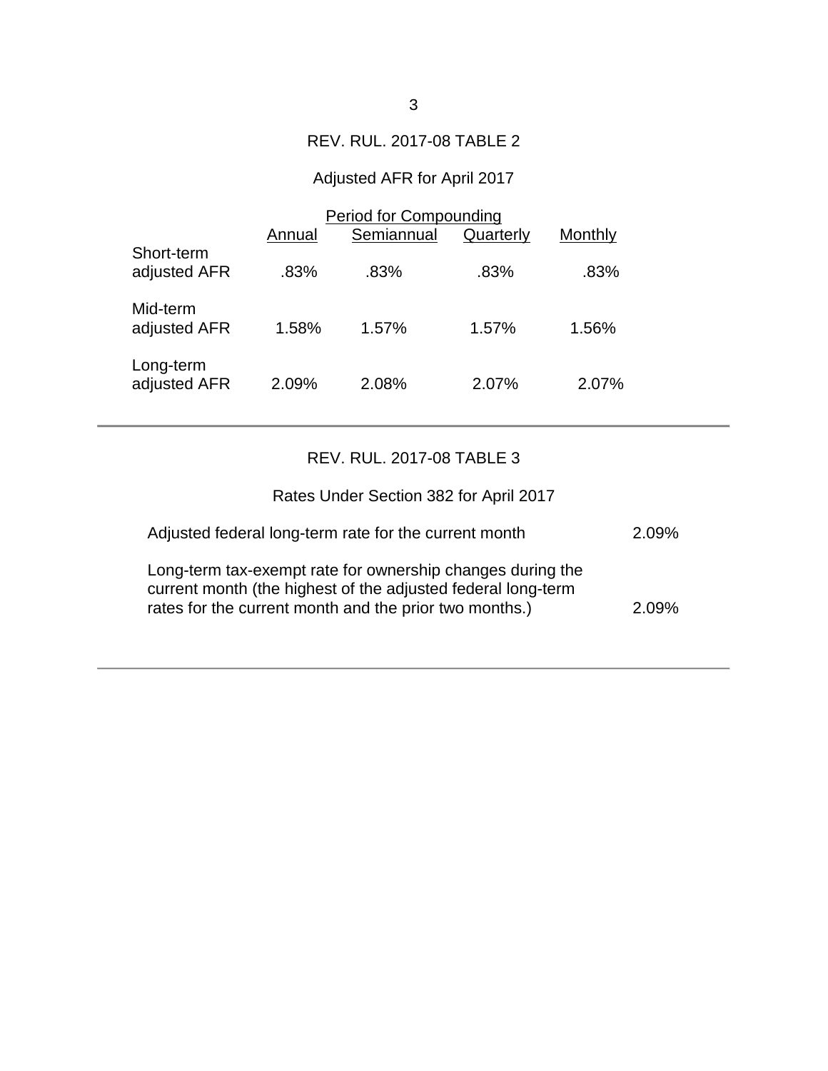REV. RUL. 2017-08 TABLE 2

Adjusted AFR for April 2017

| | Period for Compounding | | | |
|---|---|---|---|---|
| | Annual | Semiannual | Quarterly | Monthly |
| Short-term adjusted AFR | .83% | .83% | .83% | .83% |
| Mid-term adjusted AFR | 1.58% | 1.57% | 1.57% | 1.56% |
| Long-term adjusted AFR | 2.09% | 2.08% | 2.07% | 2.07% |

REV. RUL. 2017-08 TABLE 3

Rates Under Section 382 for April 2017

| | |
|---|---|
| Adjusted federal long-term rate for the current month | 2.09% |
| Long-term tax-exempt rate for ownership changes during the current month (the highest of the adjusted federal long-term rates for the current month and the prior two months.) | 2.09% |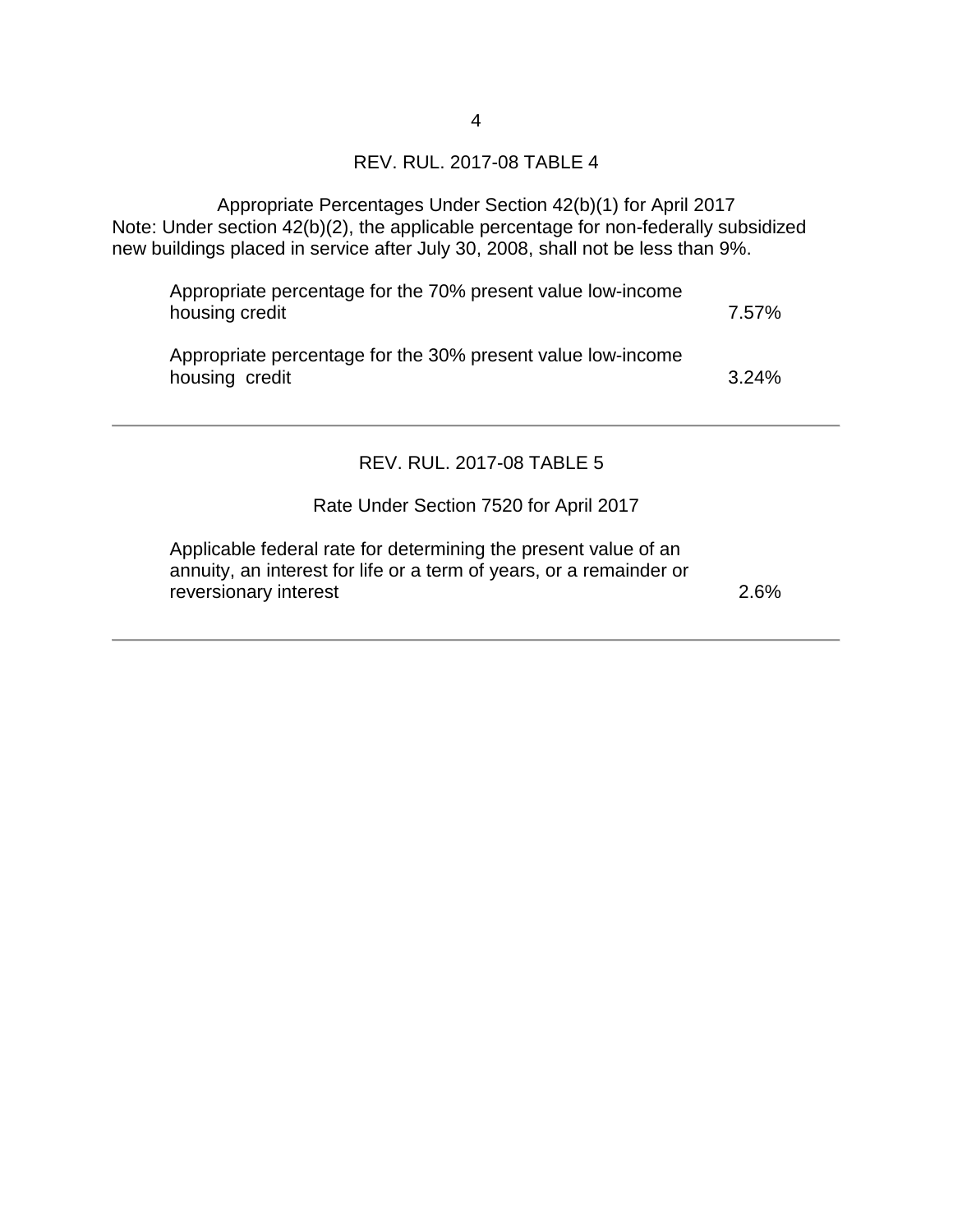## REV. RUL. 2017-08 TABLE 4

Appropriate Percentages Under Section 42(b)(1) for April 2017

Note: Under section 42(b)(2), the applicable percentage for non-federally subsidized new buildings placed in service after July 30, 2008, shall not be less than 9%.

| | |
|---|---|
| Appropriate percentage for the 70% present value low-income housing credit | 7.57% |
| Appropriate percentage for the 30% present value low-income housing credit | 3.24% |

---

## REV. RUL. 2017-08 TABLE 5

Rate Under Section 7520 for April 2017

| | |
|---|---|
| Applicable federal rate for determining the present value of an annuity, an interest for life or a term of years, or a remainder or reversionary interest | 2.6% |

---